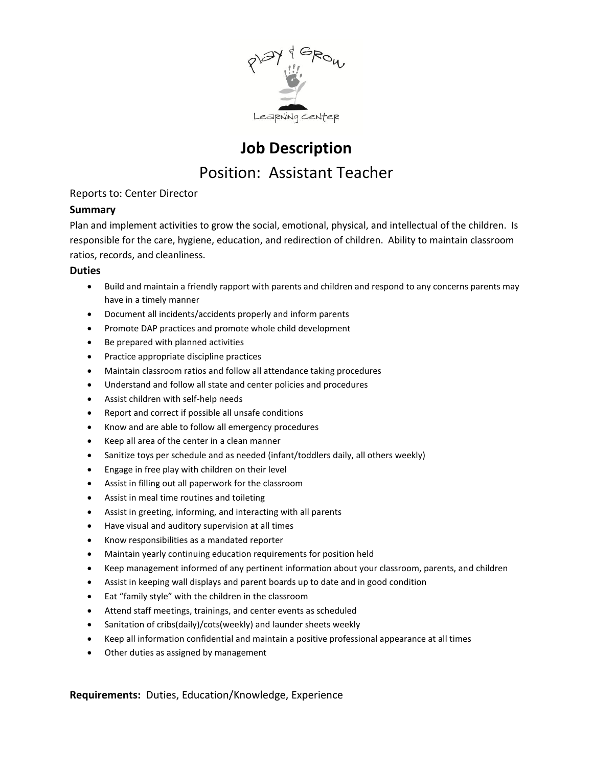# Job Description

## Position: Assistant Teacher

Reports to: Center Director

### Summary

Plan and implement activities to grow the social, emotional, physical, and intellectual of the children. Is responsible for the care, hygiene, education, and redirection of children. Ability to maintain classroom ratios, records, and cleanliness.

### Duties

- Build and maintain a friendly rapport with parents and children and respond to any concerns parents may have in a timely manner
- Document all incidents/accidents properly and inform parents
- Promote DAP practices and promote whole child development
- Be prepared with planned activities
- Practice appropriate discipline practices
- Maintain classroom ratios and follow all attendance taking procedures
- Understand and follow all state and center policies and procedures
- Assist children with self-help needs
- Report and correct if possible all unsafe conditions
- Know and are able to follow all emergency procedures
- Keep all area of the center in a clean manner
- Sanitize toys per schedule and as needed (infant/toddlers daily, all others weekly)
- Engage in free play with children on their level
- Assist in filling out all paperwork for the classroom
- Assist in meal time routines and toileting
- Assist in greeting, informing, and interacting with all parents
- Have visual and auditory supervision at all times
- Know responsibilities as a mandated reporter
- Maintain yearly continuing education requirements for position held
- Keep management informed of any pertinent information about your classroom, parents, and children
- Assist in keeping wall displays and parent boards up to date and in good condition
- Eat "family style" with the children in the classroom
- Attend staff meetings, trainings, and center events as scheduled
- Sanitation of cribs(daily)/cots(weekly) and launder sheets weekly
- Keep all information confidential and maintain a positive professional appearance at all times
- Other duties as assigned by management

**Requirements:** Duties, Education/Knowledge, Experience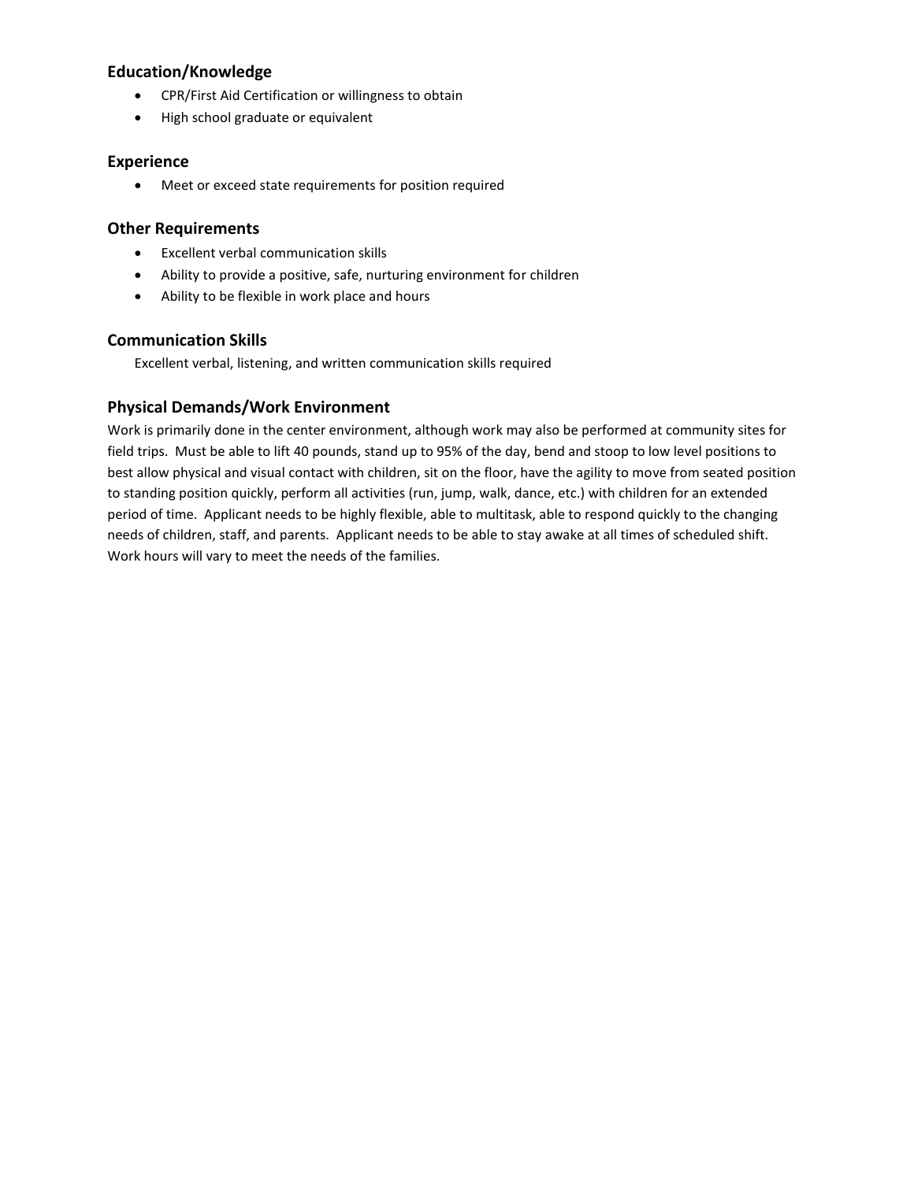## Education/Knowledge

- CPR/First Aid Certification or willingness to obtain
- High school graduate or equivalent

## Experience

- Meet or exceed state requirements for position required

## Other Requirements

- Excellent verbal communication skills
- Ability to provide a positive, safe, nurturing environment for children
- Ability to be flexible in work place and hours

## Communication Skills

Excellent verbal, listening, and written communication skills required

## Physical Demands/Work Environment

Work is primarily done in the center environment, although work may also be performed at community sites for field trips. Must be able to lift 40 pounds, stand up to 95% of the day, bend and stoop to low level positions to best allow physical and visual contact with children, sit on the floor, have the agility to move from seated position to standing position quickly, perform all activities (run, jump, walk, dance, etc.) with children for an extended period of time. Applicant needs to be highly flexible, able to multitask, able to respond quickly to the changing needs of children, staff, and parents. Applicant needs to be able to stay awake at all times of scheduled shift. Work hours will vary to meet the needs of the families.